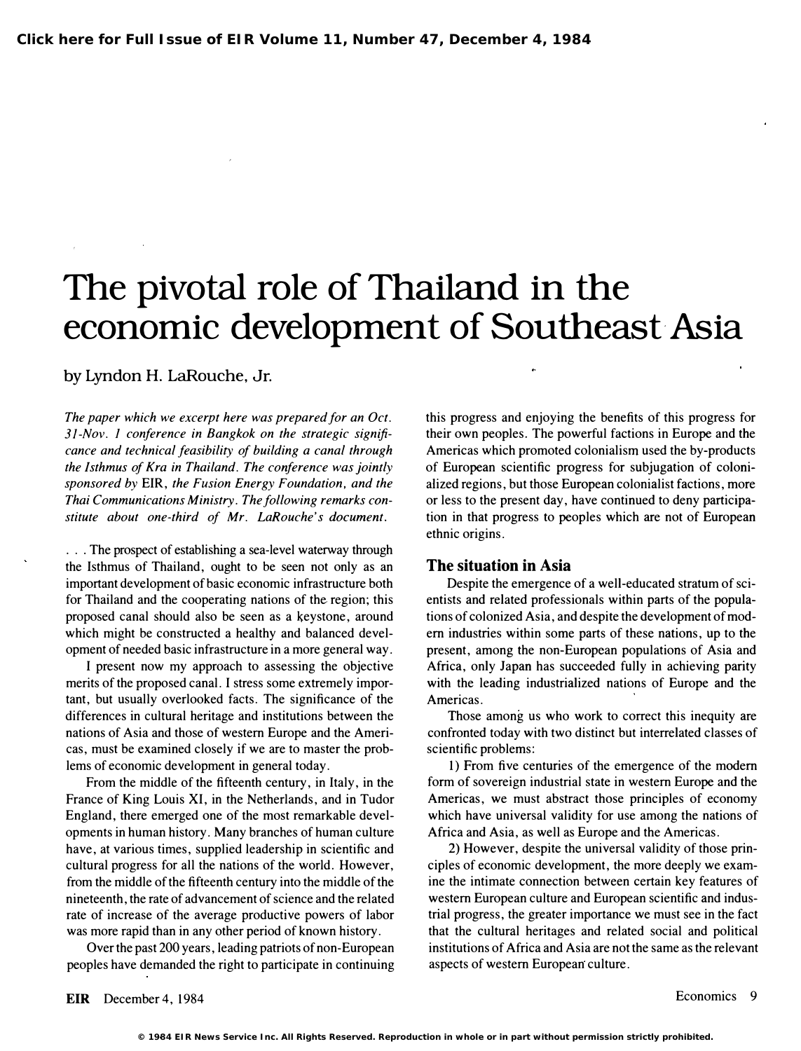# The pivotal role of Thailand in the economic development of Southeast Asia

by Lyndon H. LaRouche, Jr.

*The paper which we excerpt here was prepared for an Oct. 31-Nov. 1 conference in Bangkok on the strategic significance and technical feasibility of building a canal through the Isthmus of Kra in Thailand. The conference was jointly sponsored by* EIR*, the Fusion Energy Foundation, and the Thai Communications Ministry. The following remarks constitute about one-third of Mr. LaRouche's document.*

. . . The prospect of establishing a sea-level waterway through the Isthmus of Thailand, ought to be seen not only as an important development of basic economic infrastructure both for Thailand and the cooperating nations of the region; this proposed canal should also be seen as a keystone, around which might be constructed a healthy and balanced development of needed basic infrastructure in a more general way.

I present now my approach to assessing the objective merits of the proposed canal. I stress some extremely important, but usually overlooked facts. The significance of the differences in cultural heritage and institutions between the nations of Asia and those of western Europe and the Americas, must be examined closely if we are to master the problems of economic development in general today.

From the middle of the fifteenth century, in Italy, in the France of King Louis XI, in the Netherlands, and in Tudor England, there emerged one of the most remarkable developments in human history. Many branches of human culture have, at various times, supplied leadership in scientific and cultural progress for all the nations of the world. However, from the middle of the fifteenth century into the middle of the nineteenth, the rate of advancement of science and the related rate of increase of the average productive powers of labor was more rapid than in any other period of known history.

Over the past 200 years, leading patriots of non-European peoples have demanded the right to participate in continuing this progress and enjoying the benefits of this progress for their own peoples. The powerful factions in Europe and the Americas which promoted colonialism used the by-products of European scientific progress for subjugation of colonialized regions, but those European colonialist factions, more or less to the present day, have continued to deny participation in that progress to peoples which are not of European ethnic origins.

## The situation in Asia

Despite the emergence of a well-educated stratum of scientists and related professionals within parts of the populations of colonized Asia, and despite the development of modern industries within some parts of these nations, up to the present, among the non-European populations of Asia and Africa, only Japan has succeeded fully in achieving parity with the leading industrialized nations of Europe and the Americas.

Those among us who work to correct this inequity are confronted today with two distinct but interrelated classes of scientific problems:

1) From five centuries of the emergence of the modern form of sovereign industrial state in western Europe and the Americas, we must abstract those principles of economy which have universal validity for use among the nations of Africa and Asia, as well as Europe and the Americas.

2) However, despite the universal validity of those principles of economic development, the more deeply we examine the intimate connection between certain key features of western European culture and European scientific and industrial progress, the greater importance we must see in the fact that the cultural heritages and related social and political institutions of Africa and Asia are not the same as the relevant aspects of western European culture.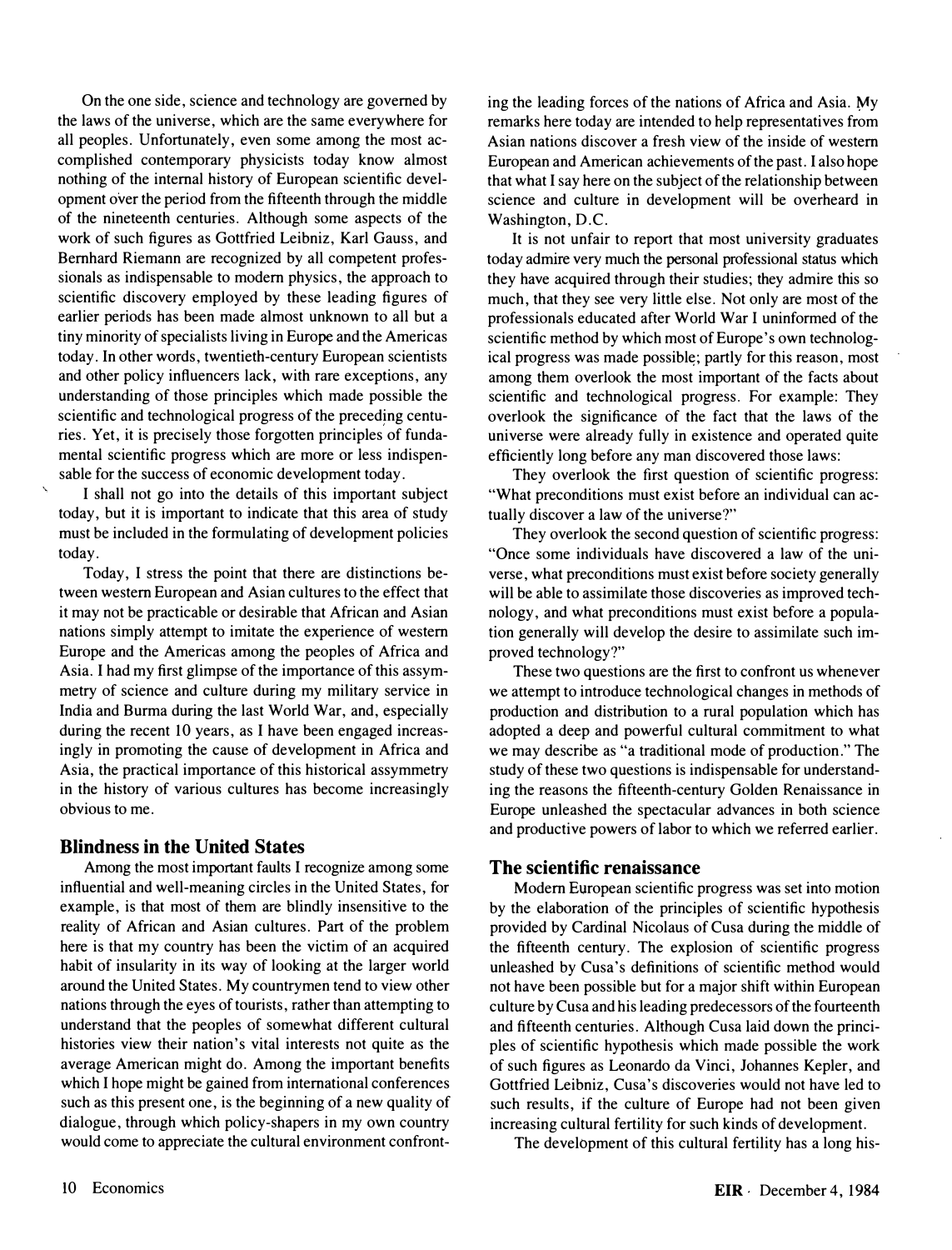On the one side, science and technology are governed by the laws of the universe, which are the same everywhere for all peoples. Unfortunately, even some among the most accomplished contemporary physicists today know almost nothing of the internal history of European scientific development over the period from the fifteenth through the middle of the nineteenth centuries. Although some aspects of the work of such figures as Gottfried Leibniz, Karl Gauss, and Bernhard Riemann are recognized by all competent professionals as indispensable to modern physics, the approach to scientific discovery employed by these leading figures of earlier periods has been made almost unknown to all but a tiny minority of specialists living in Europe and the Americas today. In other words, twentieth-century European scientists and other policy influencers lack, with rare exceptions, any understanding of those principles which made possible the scientific and technological progress of the preceding centuries. Yet, it is precisely those forgotten principles of fundamental scientific progress which are more or less indispensable for the success of economic development today.

I shall not go into the details of this important subject today, but it is important to indicate that this area of study must be included in the formulating of development policies today.

Today, I stress the point that there are distinctions between western European and Asian cultures to the effect that it may not be practicable or desirable that African and Asian nations simply attempt to imitate the experience of western Europe and the Americas among the peoples of Africa and Asia. I had my first glimpse of the importance of this assymmetry of science and culture during my military service in India and Burma during the last World War, and, especially during the recent 10 years, as I have been engaged increasingly in promoting the cause of development in Africa and Asia, the practical importance of this historical assymmetry in the history of various cultures has become increasingly obvious to me.

## Blindness in the United States

Among the most important faults I recognize among some influential and well-meaning circles in the United States, for example, is that most of them are blindly insensitive to the reality of African and Asian cultures. Part of the problem here is that my country has been the victim of an acquired habit of insularity in its way of looking at the larger world around the United States. My countrymen tend to view other nations through the eyes of tourists, rather than attempting to understand that the peoples of somewhat different cultural histories view their nation's vital interests not quite as the average American might do. Among the important benefits which I hope might be gained from international conferences such as this present one, is the beginning of a new quality of dialogue, through which policy-shapers in my own country would come to appreciate the cultural environment confronting the leading forces of the nations of Africa and Asia. My remarks here today are intended to help representatives from Asian nations discover a fresh view of the inside of western European and American achievements of the past. I also hope that what I say here on the subject of the relationship between science and culture in development will be overheard in Washington, D.C.

It is not unfair to report that most university graduates today admire very much the personal professional status which they have acquired through their studies; they admire this so much, that they see very little else. Not only are most of the professionals educated after World War I uninformed of the scientific method by which most of Europe's own technological progress was made possible; partly for this reason, most among them overlook the most important of the facts about scientific and technological progress. For example: They overlook the significance of the fact that the laws of the universe were already fully in existence and operated quite efficiently long before any man discovered those laws:

They overlook the first question of scientific progress: "What preconditions must exist before an individual can actually discover a law of the universe?"

They overlook the second question of scientific progress: "Once some individuals have discovered a law of the universe, what preconditions must exist before society generally will be able to assimilate those discoveries as improved technology, and what preconditions must exist before a population generally will develop the desire to assimilate such improved technology?"

These two questions are the first to confront us whenever we attempt to introduce technological changes in methods of production and distribution to a rural population which has adopted a deep and powerful cultural commitment to what we may describe as "a traditional mode of production." The study of these two questions is indispensable for understanding the reasons the fifteenth-century Golden Renaissance in Europe unleashed the spectacular advances in both science and productive powers of labor to which we referred earlier.

## The scientific renaissance

Modern European scientific progress was set into motion by the elaboration of the principles of scientific hypothesis provided by Cardinal Nicolaus of Cusa during the middle of the fifteenth century. The explosion of scientific progress unleashed by Cusa's definitions of scientific method would not have been possible but for a major shift within European culture by Cusa and his leading predecessors of the fourteenth and fifteenth centuries. Although Cusa laid down the principles of scientific hypothesis which made possible the work of such figures as Leonardo da Vinci, Johannes Kepler, and Gottfried Leibniz, Cusa's discoveries would not have led to such results, if the culture of Europe had not been given increasing cultural fertility for such kinds of development.

The development of this cultural fertility has a long his-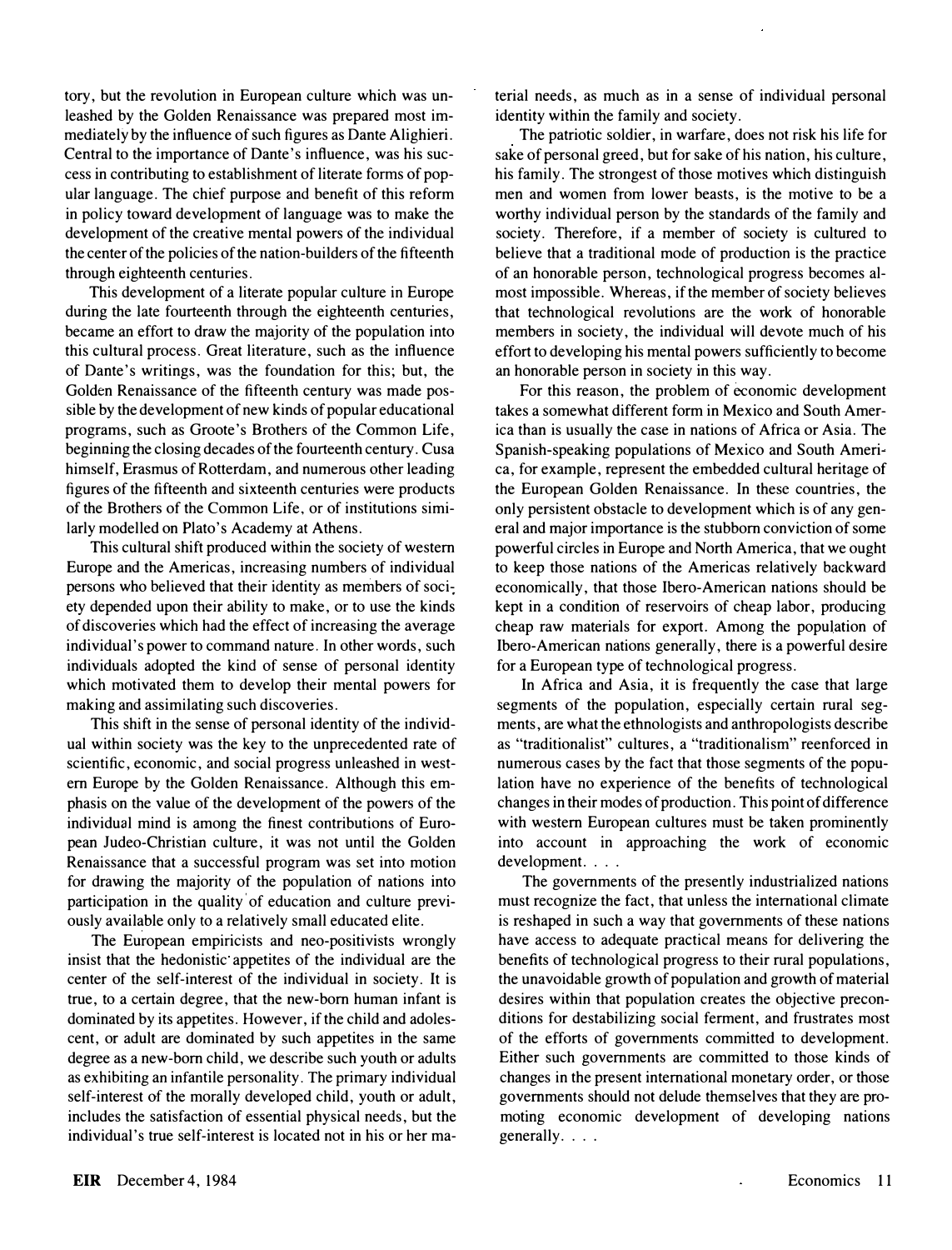tory, but the revolution in European culture which was unleashed by the Golden Renaissance was prepared most immediately by the influence of such figures as Dante Alighieri. Central to the importance of Dante's influence, was his success in contributing to establishment of literate forms of popular language. The chief purpose and benefit of this reform in policy toward development of language was to make the development of the creative mental powers of the individual the center of the policies of the nation-builders of the fifteenth through eighteenth centuries.

This development of a literate popular culture in Europe during the late fourteenth through the eighteenth centuries, became an effort to draw the majority of the population into this cultural process. Great literature, such as the influence of Dante's writings, was the foundation for this; but, the Golden Renaissance of the fifteenth century was made possible by the development of new kinds of popular educational programs, such as Groote's Brothers of the Common Life, beginning the closing decades of the fourteenth century. Cusa himself, Erasmus of Rotterdam, and numerous other leading figures of the fifteenth and sixteenth centuries were products of the Brothers of the Common Life, or of institutions similarly modelled on Plato's Academy at Athens.

This cultural shift produced within the society of western Europe and the Americas, increasing numbers of individual persons who believed that their identity as members of society depended upon their ability to make, or to use the kinds of discoveries which had the effect of increasing the average individual's power to command nature. In other words, such individuals adopted the kind of sense of personal identity which motivated them to develop their mental powers for making and assimilating such discoveries.

This shift in the sense of personal identity of the individual within society was the key to the unprecedented rate of scientific, economic, and social progress unleashed in western Europe by the Golden Renaissance. Although this emphasis on the value of the development of the powers of the individual mind is among the finest contributions of European Judeo-Christian culture, it was not until the Golden Renaissance that a successful program was set into motion for drawing the majority of the population of nations into participation in the quality of education and culture previously available only to a relatively small educated elite.

The European empiricists and neo-positivists wrongly insist that the hedonistic appetites of the individual are the center of the self-interest of the individual in society. It is true, to a certain degree, that the new-born human infant is dominated by its appetites. However, if the child and adolescent, or adult are dominated by such appetites in the same degree as a new-born child, we describe such youth or adults as exhibiting an infantile personality. The primary individual self-interest of the morally developed child, youth or adult, includes the satisfaction of essential physical needs, but the individual's true self-interest is located not in his or her material needs, as much as in a sense of individual personal identity within the family and society.

The patriotic soldier, in warfare, does not risk his life for sake of personal greed, but for sake of his nation, his culture, his family. The strongest of those motives which distinguish men and women from lower beasts, is the motive to be a worthy individual person by the standards of the family and society. Therefore, if a member of society is cultured to believe that a traditional mode of production is the practice of an honorable person, technological progress becomes almost impossible. Whereas, if the member of society believes that technological revolutions are the work of honorable members in society, the individual will devote much of his effort to developing his mental powers sufficiently to become an honorable person in society in this way.

For this reason, the problem of economic development takes a somewhat different form in Mexico and South America than is usually the case in nations of Africa or Asia. The Spanish-speaking populations of Mexico and South America, for example, represent the embedded cultural heritage of the European Golden Renaissance. In these countries, the only persistent obstacle to development which is of any general and major importance is the stubborn conviction of some powerful circles in Europe and North America, that we ought to keep those nations of the Americas relatively backward economically, that those Ibero-American nations should be kept in a condition of reservoirs of cheap labor, producing cheap raw materials for export. Among the population of Ibero-American nations generally, there is a powerful desire for a European type of technological progress.

In Africa and Asia, it is frequently the case that large segments of the population, especially certain rural segments, are what the ethnologists and anthropologists describe as "traditionalist" cultures, a "traditionalism" reenforced in numerous cases by the fact that those segments of the population have no experience of the benefits of technological changes in their modes of production. This point of difference with western European cultures must be taken prominently into account in approaching the work of economic development. . . .

The governments of the presently industrialized nations must recognize the fact, that unless the international climate is reshaped in such a way that governments of these nations have access to adequate practical means for delivering the benefits of technological progress to their rural populations, the unavoidable growth of population and growth of material desires within that population creates the objective preconditions for destabilizing social ferment, and frustrates most of the efforts of governments committed to development. Either such governments are committed to those kinds of changes in the present international monetary order, or those governments should not delude themselves that they are promoting economic development of developing nations generally. . . .